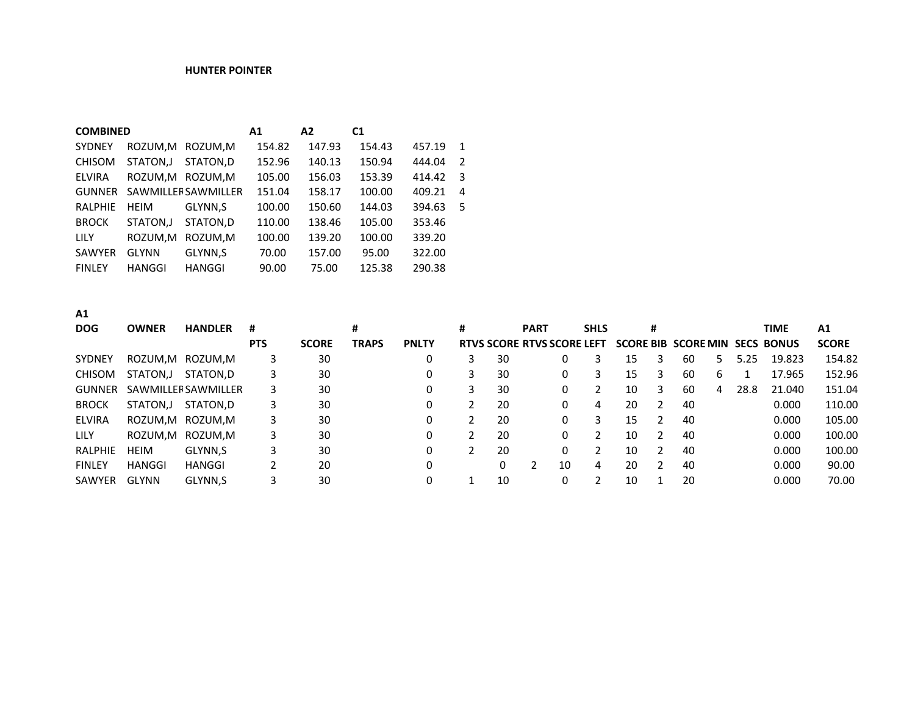# HUNTER POINTER

| COMBINED | | | A1 | A2 | C1 | | |
|---|---|---|---|---|---|---|---|
| SYDNEY | ROZUM,M | ROZUM,M | 154.82 | 147.93 | 154.43 | 457.19 | 1 |
| CHISOM | STATON,J | STATON,D | 152.96 | 140.13 | 150.94 | 444.04 | 2 |
| ELVIRA | ROZUM,M | ROZUM,M | 105.00 | 156.03 | 153.39 | 414.42 | 3 |
| GUNNER | SAWMILLER | SAWMILLER | 151.04 | 158.17 | 100.00 | 409.21 | 4 |
| RALPHIE | HEIM | GLYNN,S | 100.00 | 150.60 | 144.03 | 394.63 | 5 |
| BROCK | STATON,J | STATON,D | 110.00 | 138.46 | 105.00 | 353.46 | |
| LILY | ROZUM,M | ROZUM,M | 100.00 | 139.20 | 100.00 | 339.20 | |
| SAWYER | GLYNN | GLYNN,S | 70.00 | 157.00 | 95.00 | 322.00 | |
| FINLEY | HANGGI | HANGGI | 90.00 | 75.00 | 125.38 | 290.38 | |

**A1**

| DOG | OWNER | HANDLER | # PTS | SCORE | # TRAPS | PNLTY | # RTVS | SCORE | PART RTVS | SCORE | SHLS LEFT | SCORE | # BIB | SCORE | MIN | SECS | TIME BONUS | A1 SCORE |
|---|---|---|---|---|---|---|---|---|---|---|---|---|---|---|---|---|---|---|
| SYDNEY | ROZUM,M | ROZUM,M | 3 | 30 | | 0 | 3 | 30 | | 0 | 3 | 15 | 3 | 60 | 5 | 5.25 | 19.823 | 154.82 |
| CHISOM | STATON,J | STATON,D | 3 | 30 | | 0 | 3 | 30 | | 0 | 3 | 15 | 3 | 60 | 6 | 1 | 17.965 | 152.96 |
| GUNNER | SAWMILLER | SAWMILLER | 3 | 30 | | 0 | 3 | 30 | | 0 | 2 | 10 | 3 | 60 | 4 | 28.8 | 21.040 | 151.04 |
| BROCK | STATON,J | STATON,D | 3 | 30 | | 0 | 2 | 20 | | 0 | 4 | 20 | 2 | 40 | | | 0.000 | 110.00 |
| ELVIRA | ROZUM,M | ROZUM,M | 3 | 30 | | 0 | 2 | 20 | | 0 | 3 | 15 | 2 | 40 | | | 0.000 | 105.00 |
| LILY | ROZUM,M | ROZUM,M | 3 | 30 | | 0 | 2 | 20 | | 0 | 2 | 10 | 2 | 40 | | | 0.000 | 100.00 |
| RALPHIE | HEIM | GLYNN,S | 3 | 30 | | 0 | 2 | 20 | | 0 | 2 | 10 | 2 | 40 | | | 0.000 | 100.00 |
| FINLEY | HANGGI | HANGGI | 2 | 20 | | 0 | | 0 | 2 | 10 | 4 | 20 | 2 | 40 | | | 0.000 | 90.00 |
| SAWYER | GLYNN | GLYNN,S | 3 | 30 | | 0 | 1 | 10 | | 0 | 2 | 10 | 1 | 20 | | | 0.000 | 70.00 |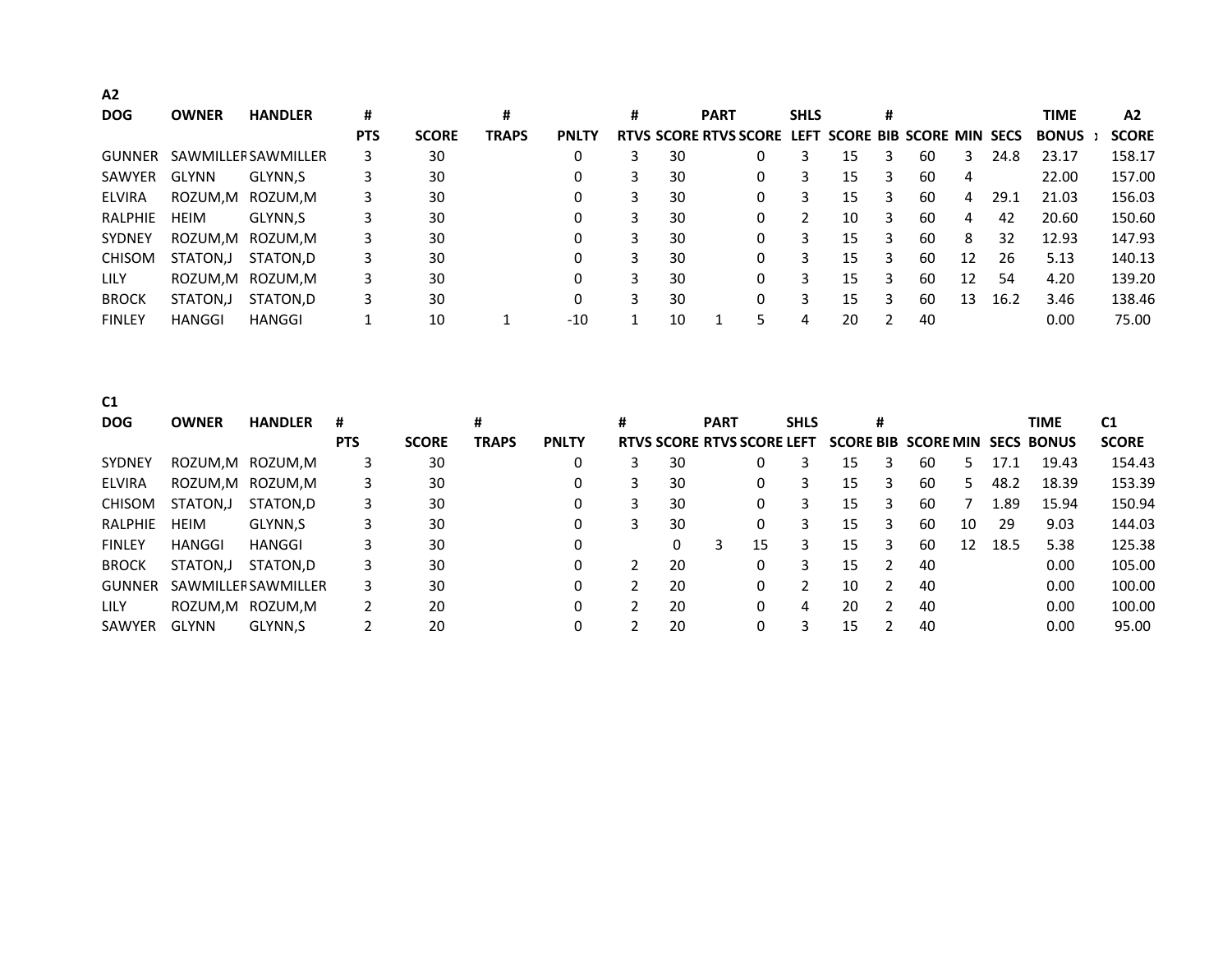**A2**

| DOG | OWNER | HANDLER | # PTS | SCORE | # TRAPS | PNLTY | # RTVS | SCORE | PART RTVS | SCORE | SHLS LEFT | SCORE | # BIB | SCORE | MIN | SECS | TIME BONUS | A2 SCORE |
|---|---|---|---|---|---|---|---|---|---|---|---|---|---|---|---|---|---|---|
| GUNNER | SAWMILLER | SAWMILLER | 3 | 30 | | 0 | 3 | 30 | | 0 | 3 | 15 | 3 | 60 | 3 | 24.8 | 23.17 | 158.17 |
| SAWYER | GLYNN | GLYNN,S | 3 | 30 | | 0 | 3 | 30 | | 0 | 3 | 15 | 3 | 60 | 4 | | 22.00 | 157.00 |
| ELVIRA | ROZUM,M | ROZUM,M | 3 | 30 | | 0 | 3 | 30 | | 0 | 3 | 15 | 3 | 60 | 4 | 29.1 | 21.03 | 156.03 |
| RALPHIE | HEIM | GLYNN,S | 3 | 30 | | 0 | 3 | 30 | | 0 | 2 | 10 | 3 | 60 | 4 | 42 | 20.60 | 150.60 |
| SYDNEY | ROZUM,M | ROZUM,M | 3 | 30 | | 0 | 3 | 30 | | 0 | 3 | 15 | 3 | 60 | 8 | 32 | 12.93 | 147.93 |
| CHISOM | STATON,J | STATON,D | 3 | 30 | | 0 | 3 | 30 | | 0 | 3 | 15 | 3 | 60 | 12 | 26 | 5.13 | 140.13 |
| LILY | ROZUM,M | ROZUM,M | 3 | 30 | | 0 | 3 | 30 | | 0 | 3 | 15 | 3 | 60 | 12 | 54 | 4.20 | 139.20 |
| BROCK | STATON,J | STATON,D | 3 | 30 | | 0 | 3 | 30 | | 0 | 3 | 15 | 3 | 60 | 13 | 16.2 | 3.46 | 138.46 |
| FINLEY | HANGGI | HANGGI | 1 | 10 | 1 | -10 | 1 | 10 | 1 | 5 | 4 | 20 | 2 | 40 | | | 0.00 | 75.00 |

**C1**

| DOG | OWNER | HANDLER | # PTS | SCORE | # TRAPS | PNLTY | # RTVS | SCORE | PART RTVS | SCORE | SHLS LEFT | SCORE | # BIB | SCORE | MIN | SECS | TIME BONUS | C1 SCORE |
|---|---|---|---|---|---|---|---|---|---|---|---|---|---|---|---|---|---|---|
| SYDNEY | ROZUM,M | ROZUM,M | 3 | 30 | | 0 | 3 | 30 | | 0 | 3 | 15 | 3 | 60 | 5 | 17.1 | 19.43 | 154.43 |
| ELVIRA | ROZUM,M | ROZUM,M | 3 | 30 | | 0 | 3 | 30 | | 0 | 3 | 15 | 3 | 60 | 5 | 48.2 | 18.39 | 153.39 |
| CHISOM | STATON,J | STATON,D | 3 | 30 | | 0 | 3 | 30 | | 0 | 3 | 15 | 3 | 60 | 7 | 1.89 | 15.94 | 150.94 |
| RALPHIE | HEIM | GLYNN,S | 3 | 30 | | 0 | 3 | 30 | | 0 | 3 | 15 | 3 | 60 | 10 | 29 | 9.03 | 144.03 |
| FINLEY | HANGGI | HANGGI | 3 | 30 | | 0 | | 0 | 3 | 15 | 3 | 15 | 3 | 60 | 12 | 18.5 | 5.38 | 125.38 |
| BROCK | STATON,J | STATON,D | 3 | 30 | | 0 | 2 | 20 | | 0 | 3 | 15 | 2 | 40 | | | 0.00 | 105.00 |
| GUNNER | SAWMILLER | SAWMILLER | 3 | 30 | | 0 | 2 | 20 | | 0 | 2 | 10 | 2 | 40 | | | 0.00 | 100.00 |
| LILY | ROZUM,M | ROZUM,M | 2 | 20 | | 0 | 2 | 20 | | 0 | 4 | 20 | 2 | 40 | | | 0.00 | 100.00 |
| SAWYER | GLYNN | GLYNN,S | 2 | 20 | | 0 | 2 | 20 | | 0 | 3 | 15 | 2 | 40 | | | 0.00 | 95.00 |